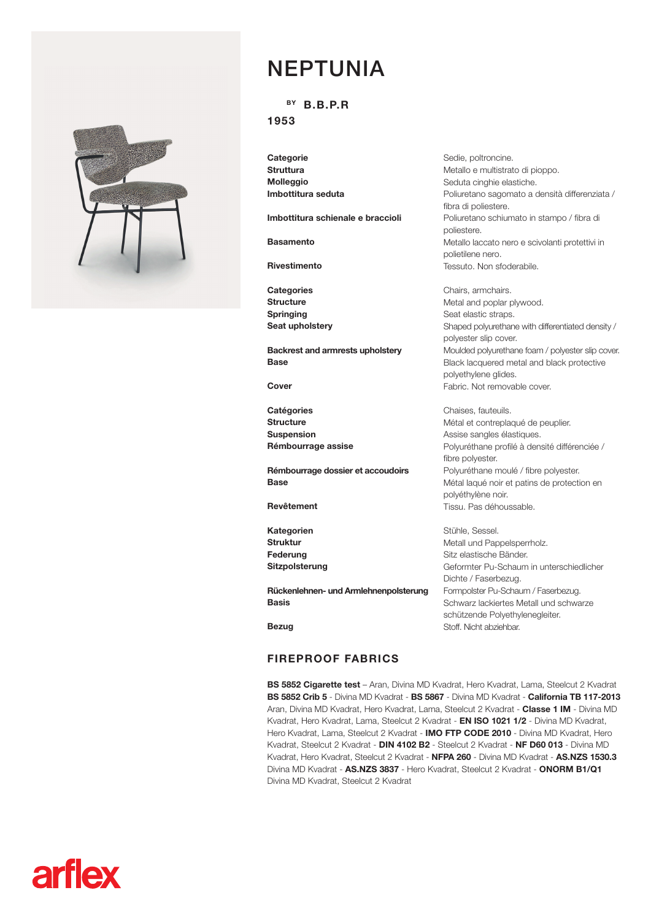# NEPTUNIA

BY **B.B.P.R**

**1953**

| | |
|---|---|
| **Categorie** | Sedie, poltroncine. |
| **Struttura** | Metallo e multistrato di pioppo. |
| **Molleggio** | Seduta cinghie elastiche. |
| **Imbottitura seduta** | Poliuretano sagomato a densità differenziata / fibra di poliestere. |
| **Imbottitura schienale e braccioli** | Poliuretano schiumato in stampo / fibra di poliestere. |
| **Basamento** | Metallo laccato nero e scivolanti protettivi in polietilene nero. |
| **Rivestimento** | Tessuto. Non sfoderabile. |

| | |
|---|---|
| **Categories** | Chairs, armchairs. |
| **Structure** | Metal and poplar plywood. |
| **Springing** | Seat elastic straps. |
| **Seat upholstery** | Shaped polyurethane with differentiated density / polyester slip cover. |
| **Backrest and armrests upholstery** | Moulded polyurethane foam / polyester slip cover. |
| **Base** | Black lacquered metal and black protective polyethylene glides. |
| **Cover** | Fabric. Not removable cover. |

| | |
|---|---|
| **Catégories** | Chaises, fauteuils. |
| **Structure** | Métal et contreplaqué de peuplier. |
| **Suspension** | Assise sangles élastiques. |
| **Rémbourrage assise** | Polyuréthane profilé à densité différenciée / fibre polyester. |
| **Rémbourrage dossier et accoudoirs** | Polyuréthane moulé / fibre polyester. |
| **Base** | Métal laqué noir et patins de protection en polyéthylène noir. |
| **Revêtement** | Tissu. Pas déhoussable. |

| | |
|---|---|
| **Kategorien** | Stühle, Sessel. |
| **Struktur** | Metall und Pappelsperrholz. |
| **Federung** | Sitz elastische Bänder. |
| **Sitzpolsterung** | Geformter Pu-Schaum in unterschiedlicher Dichte / Faserbezug. |
| **Rückenlehnen- und Armlehnenpolsterung** | Formpolster Pu-Schaum / Faserbezug. |
| **Basis** | Schwarz lackiertes Metall und schwarze schützende Polyethylenegleiter. |
| **Bezug** | Stoff. Nicht abziehbar. |

## FIREPROOF FABRICS

**BS 5852 Cigarette test** – Aran, Divina MD Kvadrat, Hero Kvadrat, Lama, Steelcut 2 Kvadrat **BS 5852 Crib 5** - Divina MD Kvadrat - **BS 5867** - Divina MD Kvadrat - **California TB 117-2013** Aran, Divina MD Kvadrat, Hero Kvadrat, Lama, Steelcut 2 Kvadrat - **Classe 1 IM** - Divina MD Kvadrat, Hero Kvadrat, Lama, Steelcut 2 Kvadrat - **EN ISO 1021 1/2** - Divina MD Kvadrat, Hero Kvadrat, Lama, Steelcut 2 Kvadrat - **IMO FTP CODE 2010** - Divina MD Kvadrat, Hero Kvadrat, Steelcut 2 Kvadrat - **DIN 4102 B2** - Steelcut 2 Kvadrat - **NF D60 013** - Divina MD Kvadrat, Hero Kvadrat, Steelcut 2 Kvadrat - **NFPA 260** - Divina MD Kvadrat - **AS.NZS 1530.3** Divina MD Kvadrat - **AS.NZS 3837** - Hero Kvadrat, Steelcut 2 Kvadrat - **ONORM B1/Q1** Divina MD Kvadrat, Steelcut 2 Kvadrat

arflex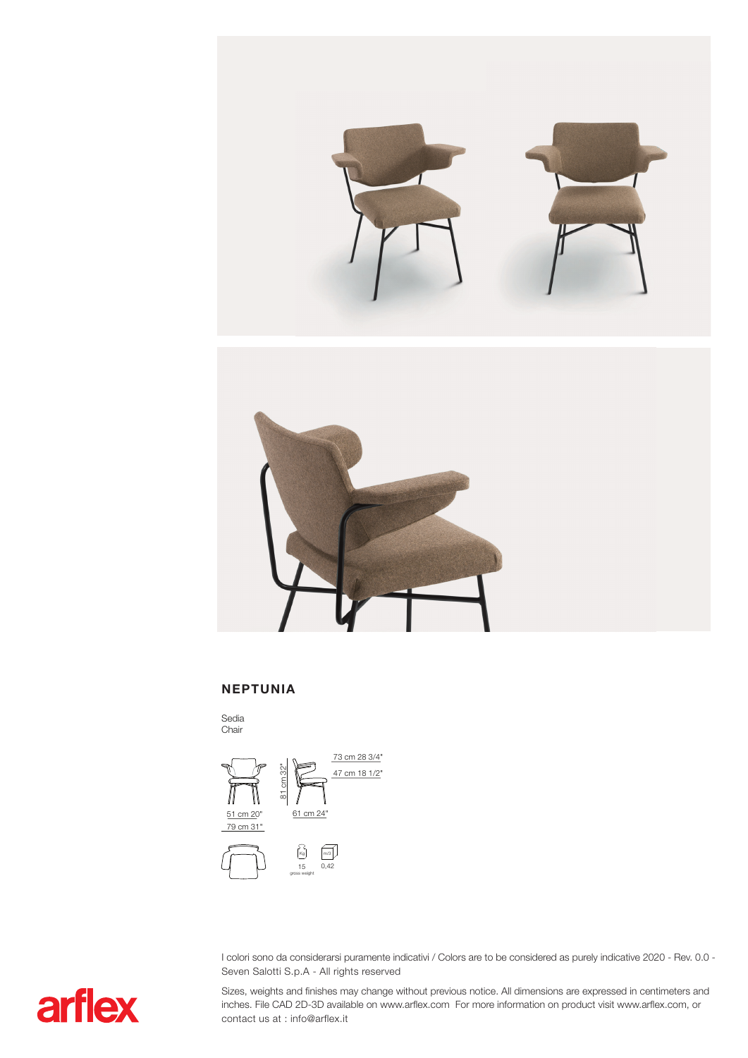## NEPTUNIA

Sedia
Chair

81 cm 32"

73 cm 28 3/4"

47 cm 18 1/2"

51 cm 20"

79 cm 31"

61 cm 24"

Kg
15
gross weight

m3
0,42

I colori sono da considerarsi puramente indicativi / Colors are to be considered as purely indicative 2020 - Rev. 0.0 - Seven Salotti S.p.A - All rights reserved

Sizes, weights and finishes may change without previous notice. All dimensions are expressed in centimeters and inches. File CAD 2D-3D available on www.arflex.com For more information on product visit www.arflex.com, or contact us at : info@arflex.it

arflex